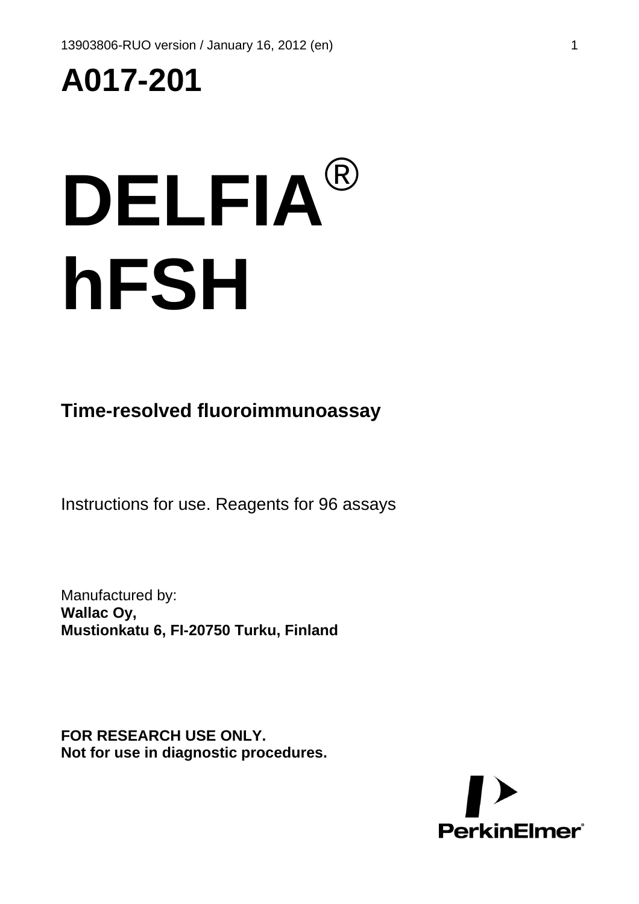# A017-201

# DELFIA® hFSH

## Time-resolved fluoroimmunoassay

Instructions for use. Reagents for 96 assays

Manufactured by:
**Wallac Oy,**
**Mustionkatu 6, FI-20750 Turku, Finland**

**FOR RESEARCH USE ONLY.**
**Not for use in diagnostic procedures.**

PerkinElmer®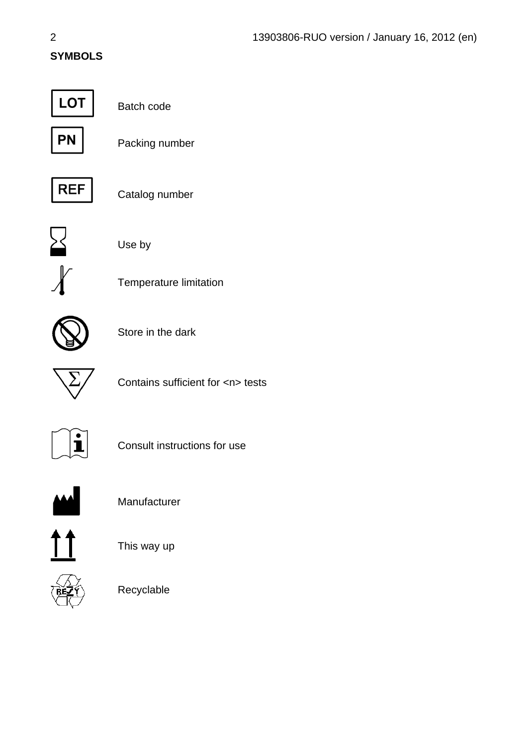## SYMBOLS

| Symbol | Meaning |
|---|---|
| LOT | Batch code |
| PN | Packing number |
| REF | Catalog number |
| | Use by |
| | Temperature limitation |
| | Store in the dark |
| | Contains sufficient for <n> tests |
| | Consult instructions for use |
| | Manufacturer |
| | This way up |
| | Recyclable |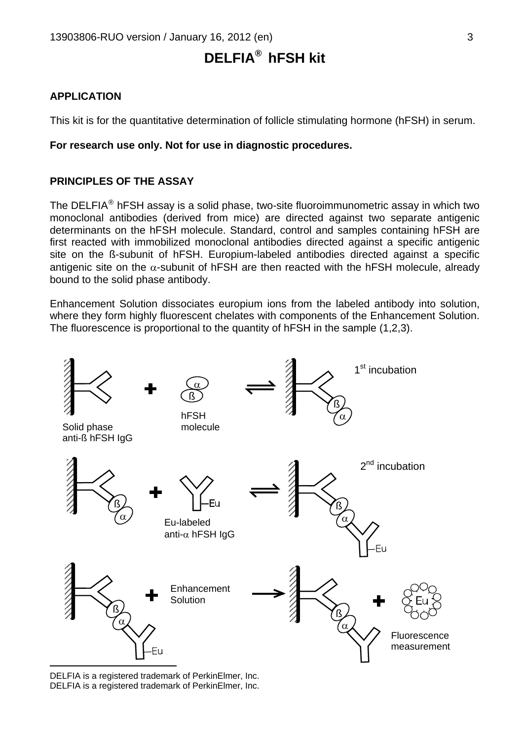# DELFIA® hFSH kit

## APPLICATION

This kit is for the quantitative determination of follicle stimulating hormone (hFSH) in serum.

**For research use only. Not for use in diagnostic procedures.**

## PRINCIPLES OF THE ASSAY

The DELFIA® hFSH assay is a solid phase, two-site fluoroimmunometric assay in which two monoclonal antibodies (derived from mice) are directed against two separate antigenic determinants on the hFSH molecule. Standard, control and samples containing hFSH are first reacted with immobilized monoclonal antibodies directed against a specific antigenic site on the ß-subunit of hFSH. Europium-labeled antibodies directed against a specific antigenic site on the α-subunit of hFSH are then reacted with the hFSH molecule, already bound to the solid phase antibody.

Enhancement Solution dissociates europium ions from the labeled antibody into solution, where they form highly fluorescent chelates with components of the Enhancement Solution. The fluorescence is proportional to the quantity of hFSH in the sample (1,2,3).

Solid phase anti-ß hFSH IgG + hFSH molecule ⇌ 1st incubation

Eu-labeled anti-α hFSH IgG ⇌ 2nd incubation

Enhancement Solution → Fluorescence measurement

DELFIA is a registered trademark of PerkinElmer, Inc.
DELFIA is a registered trademark of PerkinElmer, Inc.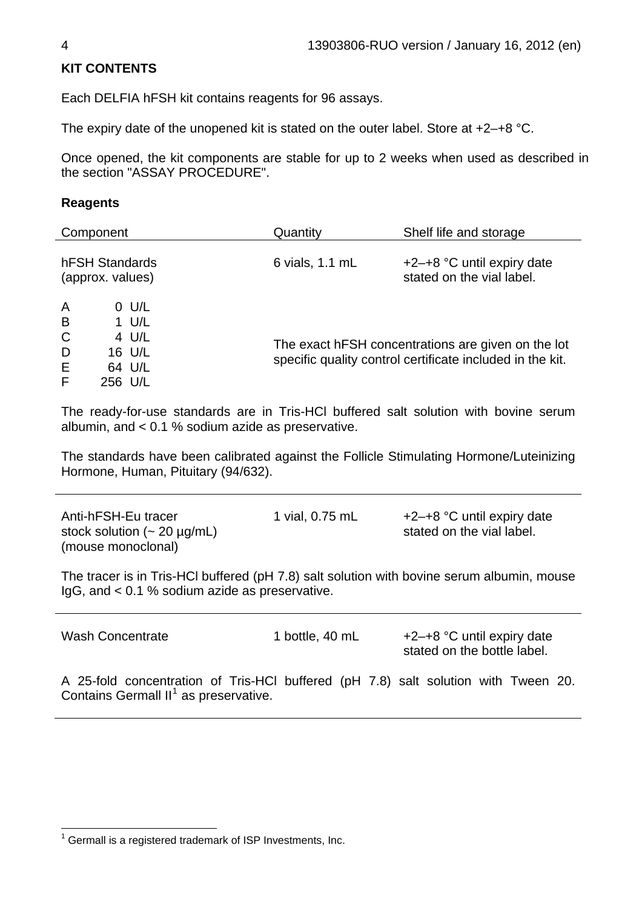## KIT CONTENTS

Each DELFIA hFSH kit contains reagents for 96 assays.

The expiry date of the unopened kit is stated on the outer label. Store at +2–+8 °C.

Once opened, the kit components are stable for up to 2 weeks when used as described in the section "ASSAY PROCEDURE".

### Reagents

| Component | Quantity | Shelf life and storage |
|---|---|---|
| hFSH Standards (approx. values) | 6 vials, 1.1 mL | +2–+8 °C until expiry date stated on the vial label. |

A 0 U/L
B 1 U/L
C 4 U/L
D 16 U/L
E 64 U/L
F 256 U/L

The exact hFSH concentrations are given on the lot specific quality control certificate included in the kit.

The ready-for-use standards are in Tris-HCl buffered salt solution with bovine serum albumin, and < 0.1 % sodium azide as preservative.

The standards have been calibrated against the Follicle Stimulating Hormone/Luteinizing Hormone, Human, Pituitary (94/632).

| Component | Quantity | Shelf life and storage |
|---|---|---|
| Anti-hFSH-Eu tracer stock solution (~ 20 µg/mL) (mouse monoclonal) | 1 vial, 0.75 mL | +2–+8 °C until expiry date stated on the vial label. |

The tracer is in Tris-HCl buffered (pH 7.8) salt solution with bovine serum albumin, mouse IgG, and < 0.1 % sodium azide as preservative.

| Component | Quantity | Shelf life and storage |
|---|---|---|
| Wash Concentrate | 1 bottle, 40 mL | +2–+8 °C until expiry date stated on the bottle label. |

A 25-fold concentration of Tris-HCl buffered (pH 7.8) salt solution with Tween 20. Contains Germall II[1] as preservative.

[1] Germall is a registered trademark of ISP Investments, Inc.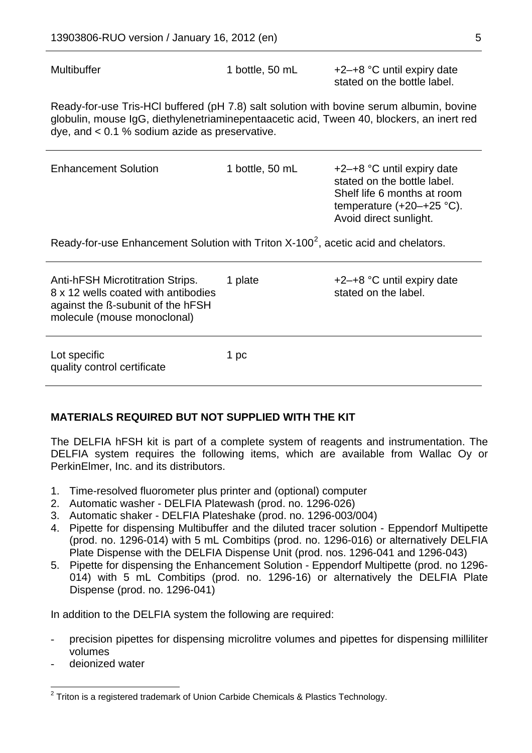| | | |
|---|---|---|
| Multibuffer | 1 bottle, 50 mL | +2–+8 °C until expiry date stated on the bottle label. |

Ready-for-use Tris-HCl buffered (pH 7.8) salt solution with bovine serum albumin, bovine globulin, mouse IgG, diethylenetriaminepentaacetic acid, Tween 40, blockers, an inert red dye, and < 0.1 % sodium azide as preservative.

| | | |
|---|---|---|
| Enhancement Solution | 1 bottle, 50 mL | +2–+8 °C until expiry date stated on the bottle label. Shelf life 6 months at room temperature (+20–+25 °C). Avoid direct sunlight. |

Ready-for-use Enhancement Solution with Triton X-100[2], acetic acid and chelators.

| | | |
|---|---|---|
| Anti-hFSH Microtitration Strips. 8 x 12 wells coated with antibodies against the ß-subunit of the hFSH molecule (mouse monoclonal) | 1 plate | +2–+8 °C until expiry date stated on the label. |
| Lot specific quality control certificate | 1 pc | |

**MATERIALS REQUIRED BUT NOT SUPPLIED WITH THE KIT**

The DELFIA hFSH kit is part of a complete system of reagents and instrumentation. The DELFIA system requires the following items, which are available from Wallac Oy or PerkinElmer, Inc. and its distributors.

1. Time-resolved fluorometer plus printer and (optional) computer
2. Automatic washer - DELFIA Platewash (prod. no. 1296-026)
3. Automatic shaker - DELFIA Plateshake (prod. no. 1296-003/004)
4. Pipette for dispensing Multibuffer and the diluted tracer solution - Eppendorf Multipette (prod. no. 1296-014) with 5 mL Combitips (prod. no. 1296-016) or alternatively DELFIA Plate Dispense with the DELFIA Dispense Unit (prod. nos. 1296-041 and 1296-043)
5. Pipette for dispensing the Enhancement Solution - Eppendorf Multipette (prod. no 1296-014) with 5 mL Combitips (prod. no. 1296-16) or alternatively the DELFIA Plate Dispense (prod. no. 1296-041)

In addition to the DELFIA system the following are required:

- precision pipettes for dispensing microlitre volumes and pipettes for dispensing milliliter volumes
- deionized water

[2] Triton is a registered trademark of Union Carbide Chemicals & Plastics Technology.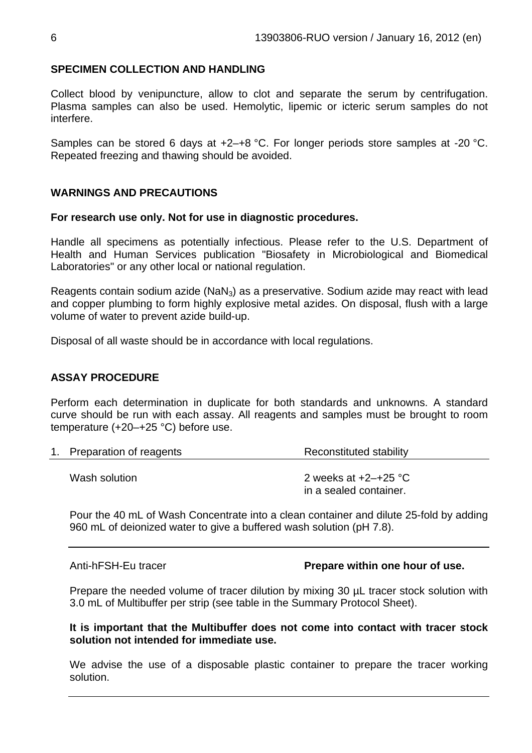## SPECIMEN COLLECTION AND HANDLING

Collect blood by venipuncture, allow to clot and separate the serum by centrifugation. Plasma samples can also be used. Hemolytic, lipemic or icteric serum samples do not interfere.

Samples can be stored 6 days at +2–+8 °C. For longer periods store samples at -20 °C. Repeated freezing and thawing should be avoided.

## WARNINGS AND PRECAUTIONS

**For research use only. Not for use in diagnostic procedures.**

Handle all specimens as potentially infectious. Please refer to the U.S. Department of Health and Human Services publication "Biosafety in Microbiological and Biomedical Laboratories" or any other local or national regulation.

Reagents contain sodium azide ($NaN_3$) as a preservative. Sodium azide may react with lead and copper plumbing to form highly explosive metal azides. On disposal, flush with a large volume of water to prevent azide build-up.

Disposal of all waste should be in accordance with local regulations.

## ASSAY PROCEDURE

Perform each determination in duplicate for both standards and unknowns. A standard curve should be run with each assay. All reagents and samples must be brought to room temperature (+20–+25 °C) before use.

1. Preparation of reagents — Reconstituted stability

   Wash solution — 2 weeks at +2–+25 °C in a sealed container.

   Pour the 40 mL of Wash Concentrate into a clean container and dilute 25-fold by adding 960 mL of deionized water to give a buffered wash solution (pH 7.8).

   Anti-hFSH-Eu tracer — **Prepare within one hour of use.**

   Prepare the needed volume of tracer dilution by mixing 30 µL tracer stock solution with 3.0 mL of Multibuffer per strip (see table in the Summary Protocol Sheet).

   **It is important that the Multibuffer does not come into contact with tracer stock solution not intended for immediate use.**

   We advise the use of a disposable plastic container to prepare the tracer working solution.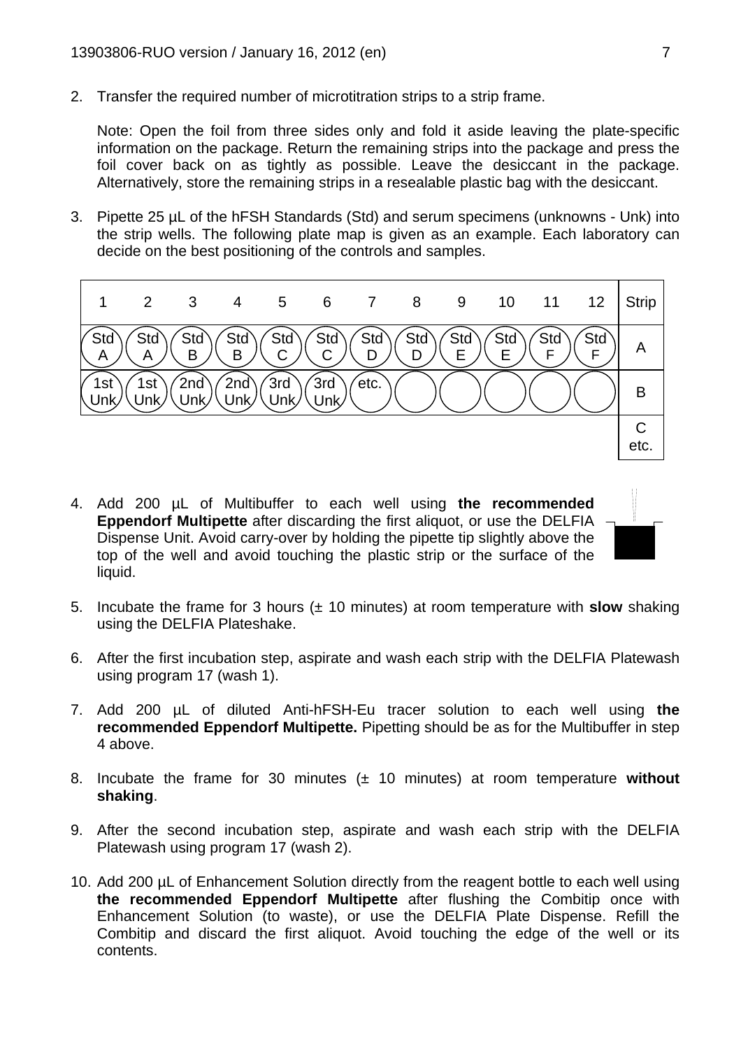2. Transfer the required number of microtitration strips to a strip frame.

   Note: Open the foil from three sides only and fold it aside leaving the plate-specific information on the package. Return the remaining strips into the package and press the foil cover back on as tightly as possible. Leave the desiccant in the package. Alternatively, store the remaining strips in a resealable plastic bag with the desiccant.

3. Pipette 25 µL of the hFSH Standards (Std) and serum specimens (unknowns - Unk) into the strip wells. The following plate map is given as an example. Each laboratory can decide on the best positioning of the controls and samples.

| 1 | 2 | 3 | 4 | 5 | 6 | 7 | 8 | 9 | 10 | 11 | 12 | Strip |
|---|---|---|---|---|---|---|---|---|---|---|---|---|
| Std A | Std A | Std B | Std B | Std C | Std C | Std D | Std D | Std E | Std E | Std F | Std F | A |
| 1st Unk | 1st Unk | 2nd Unk | 2nd Unk | 3rd Unk | 3rd Unk | etc. | | | | | | B |
| | | | | | | | | | | | | C etc. |

4. Add 200 µL of Multibuffer to each well using **the recommended Eppendorf Multipette** after discarding the first aliquot, or use the DELFIA Dispense Unit. Avoid carry-over by holding the pipette tip slightly above the top of the well and avoid touching the plastic strip or the surface of the liquid.

5. Incubate the frame for 3 hours (± 10 minutes) at room temperature with **slow** shaking using the DELFIA Plateshake.

6. After the first incubation step, aspirate and wash each strip with the DELFIA Platewash using program 17 (wash 1).

7. Add 200 µL of diluted Anti-hFSH-Eu tracer solution to each well using **the recommended Eppendorf Multipette.** Pipetting should be as for the Multibuffer in step 4 above.

8. Incubate the frame for 30 minutes (± 10 minutes) at room temperature **without shaking**.

9. After the second incubation step, aspirate and wash each strip with the DELFIA Platewash using program 17 (wash 2).

10. Add 200 µL of Enhancement Solution directly from the reagent bottle to each well using **the recommended Eppendorf Multipette** after flushing the Combitip once with Enhancement Solution (to waste), or use the DELFIA Plate Dispense. Refill the Combitip and discard the first aliquot. Avoid touching the edge of the well or its contents.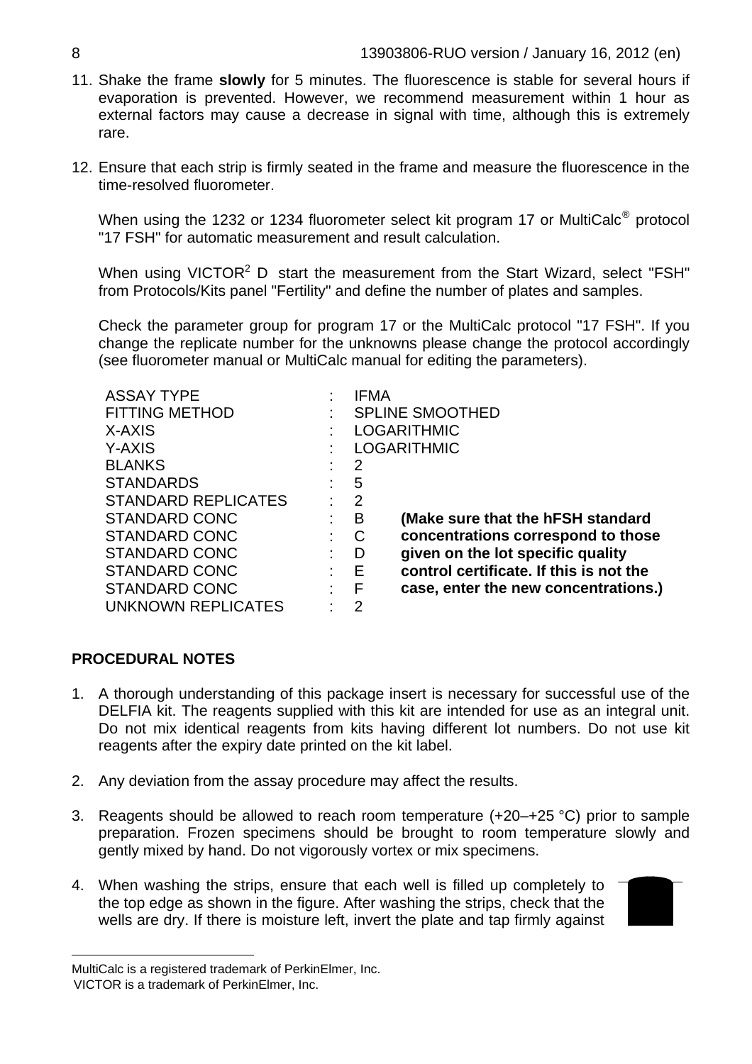11. Shake the frame **slowly** for 5 minutes. The fluorescence is stable for several hours if evaporation is prevented. However, we recommend measurement within 1 hour as external factors may cause a decrease in signal with time, although this is extremely rare.

12. Ensure that each strip is firmly seated in the frame and measure the fluorescence in the time-resolved fluorometer.

    When using the 1232 or 1234 fluorometer select kit program 17 or MultiCalc® protocol "17 FSH" for automatic measurement and result calculation.

    When using VICTOR[2] D start the measurement from the Start Wizard, select "FSH" from Protocols/Kits panel "Fertility" and define the number of plates and samples.

    Check the parameter group for program 17 or the MultiCalc protocol "17 FSH". If you change the replicate number for the unknowns please change the protocol accordingly (see fluorometer manual or MultiCalc manual for editing the parameters).

| | | | |
|---|---|---|---|
| ASSAY TYPE | : | IFMA | |
| FITTING METHOD | : | SPLINE SMOOTHED | |
| X-AXIS | : | LOGARITHMIC | |
| Y-AXIS | : | LOGARITHMIC | |
| BLANKS | : | 2 | |
| STANDARDS | : | 5 | |
| STANDARD REPLICATES | : | 2 | |
| STANDARD CONC | : | B | **(Make sure that the hFSH standard** |
| STANDARD CONC | : | C | **concentrations correspond to those** |
| STANDARD CONC | : | D | **given on the lot specific quality** |
| STANDARD CONC | : | E | **control certificate. If this is not the** |
| STANDARD CONC | : | F | **case, enter the new concentrations.)** |
| UNKNOWN REPLICATES | : | 2 | |

## PROCEDURAL NOTES

1. A thorough understanding of this package insert is necessary for successful use of the DELFIA kit. The reagents supplied with this kit are intended for use as an integral unit. Do not mix identical reagents from kits having different lot numbers. Do not use kit reagents after the expiry date printed on the kit label.

2. Any deviation from the assay procedure may affect the results.

3. Reagents should be allowed to reach room temperature (+20–+25 °C) prior to sample preparation. Frozen specimens should be brought to room temperature slowly and gently mixed by hand. Do not vigorously vortex or mix specimens.

4. When washing the strips, ensure that each well is filled up completely to the top edge as shown in the figure. After washing the strips, check that the wells are dry. If there is moisture left, invert the plate and tap firmly against

---

MultiCalc is a registered trademark of PerkinElmer, Inc.
VICTOR is a trademark of PerkinElmer, Inc.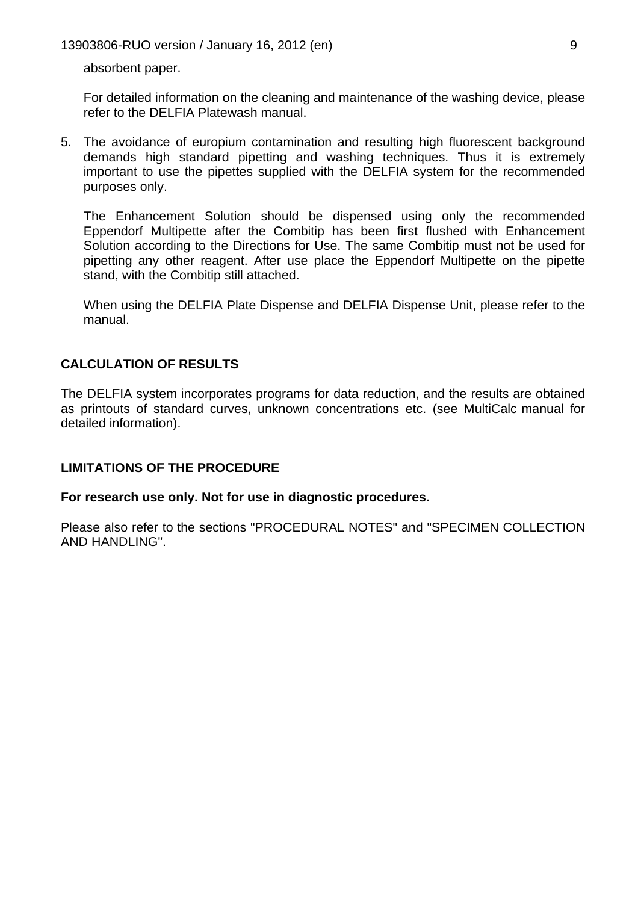absorbent paper.

For detailed information on the cleaning and maintenance of the washing device, please refer to the DELFIA Platewash manual.

5. The avoidance of europium contamination and resulting high fluorescent background demands high standard pipetting and washing techniques. Thus it is extremely important to use the pipettes supplied with the DELFIA system for the recommended purposes only.

   The Enhancement Solution should be dispensed using only the recommended Eppendorf Multipette after the Combitip has been first flushed with Enhancement Solution according to the Directions for Use. The same Combitip must not be used for pipetting any other reagent. After use place the Eppendorf Multipette on the pipette stand, with the Combitip still attached.

   When using the DELFIA Plate Dispense and DELFIA Dispense Unit, please refer to the manual.

## CALCULATION OF RESULTS

The DELFIA system incorporates programs for data reduction, and the results are obtained as printouts of standard curves, unknown concentrations etc. (see MultiCalc manual for detailed information).

## LIMITATIONS OF THE PROCEDURE

**For research use only. Not for use in diagnostic procedures.**

Please also refer to the sections "PROCEDURAL NOTES" and "SPECIMEN COLLECTION AND HANDLING".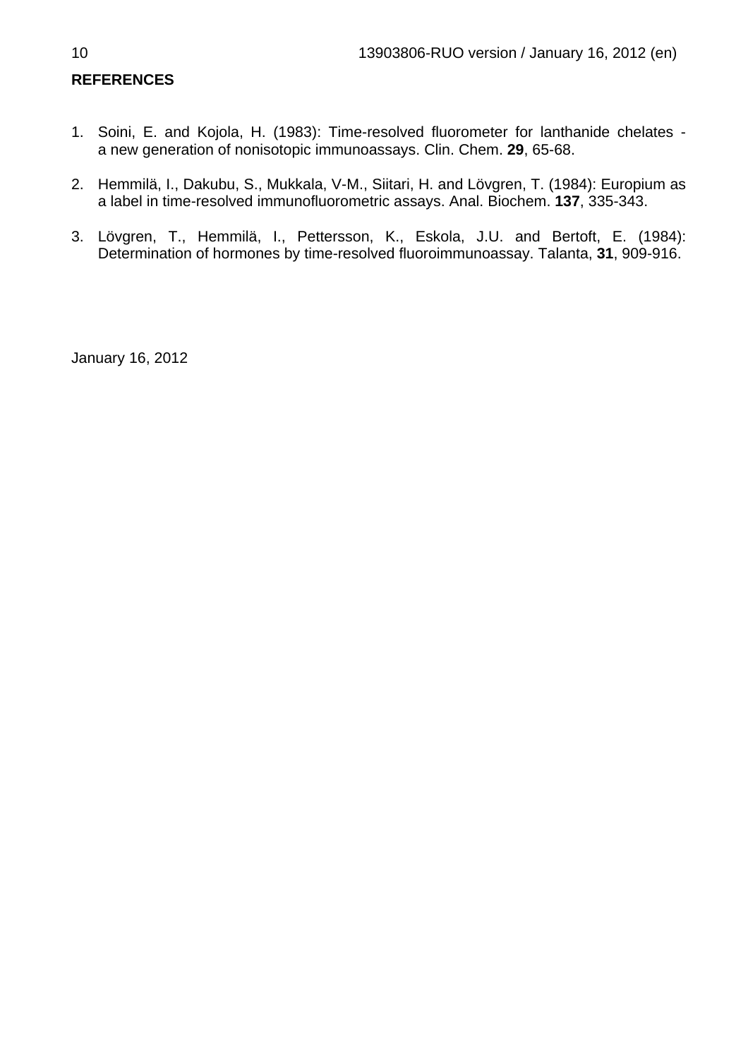## REFERENCES

1. Soini, E. and Kojola, H. (1983): Time-resolved fluorometer for lanthanide chelates - a new generation of nonisotopic immunoassays. Clin. Chem. **29**, 65-68.

2. Hemmilä, I., Dakubu, S., Mukkala, V-M., Siitari, H. and Lövgren, T. (1984): Europium as a label in time-resolved immunofluorometric assays. Anal. Biochem. **137**, 335-343.

3. Lövgren, T., Hemmilä, I., Pettersson, K., Eskola, J.U. and Bertoft, E. (1984): Determination of hormones by time-resolved fluoroimmunoassay. Talanta, **31**, 909-916.

January 16, 2012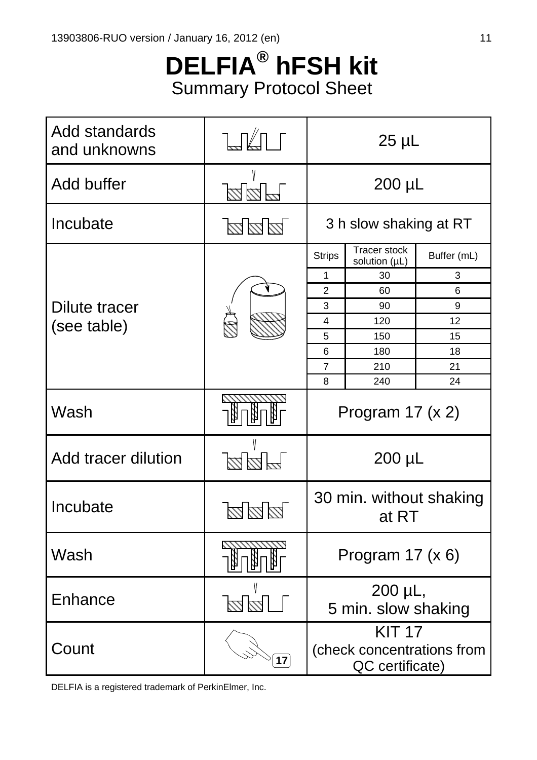# DELFIA® hFSH kit

## Summary Protocol Sheet

| | | | | |
|---|---|---|---|---|
| Add standards and unknowns | 25 µL | | | |
| Add buffer | 200 µL | | | |
| Incubate | 3 h slow shaking at RT | | | |
| Dilute tracer (see table) | Strips | Tracer stock solution (µL) | Buffer (mL) | |
| | 1 | 30 | 3 | |
| | 2 | 60 | 6 | |
| | 3 | 90 | 9 | |
| | 4 | 120 | 12 | |
| | 5 | 150 | 15 | |
| | 6 | 180 | 18 | |
| | 7 | 210 | 21 | |
| | 8 | 240 | 24 | |
| Wash | Program 17 (x 2) | | | |
| Add tracer dilution | 200 µL | | | |
| Incubate | 30 min. without shaking at RT | | | |
| Wash | Program 17 (x 6) | | | |
| Enhance | 200 µL, 5 min. slow shaking | | | |
| Count | KIT 17 (check concentrations from QC certificate) | | | |

DELFIA is a registered trademark of PerkinElmer, Inc.